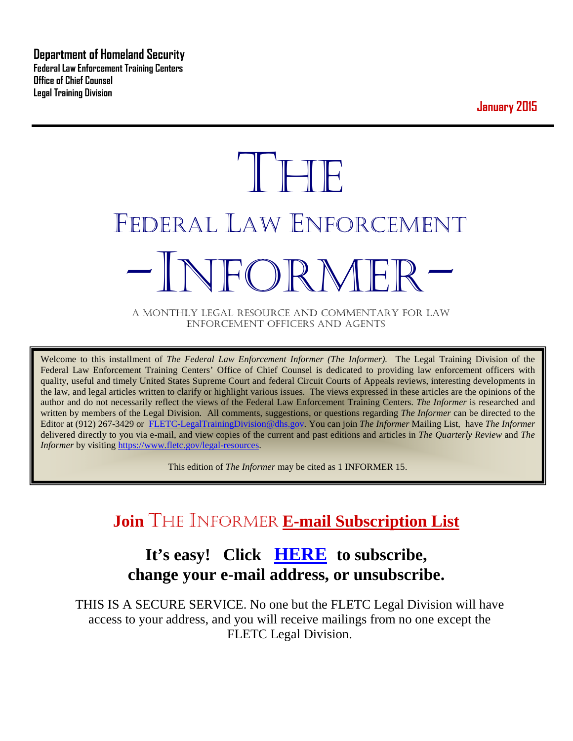**Department of Homeland Security**
**Federal Law Enforcement Training Centers**
**Office of Chief Counsel**
**Legal Training Division**

**January 2015**

# THE FEDERAL LAW ENFORCEMENT -INFORMER-

A MONTHLY LEGAL RESOURCE AND COMMENTARY FOR LAW ENFORCEMENT OFFICERS AND AGENTS

Welcome to this installment of *The Federal Law Enforcement Informer (The Informer).* The Legal Training Division of the Federal Law Enforcement Training Centers' Office of Chief Counsel is dedicated to providing law enforcement officers with quality, useful and timely United States Supreme Court and federal Circuit Courts of Appeals reviews, interesting developments in the law, and legal articles written to clarify or highlight various issues. The views expressed in these articles are the opinions of the author and do not necessarily reflect the views of the Federal Law Enforcement Training Centers. *The Informer* is researched and written by members of the Legal Division. All comments, suggestions, or questions regarding *The Informer* can be directed to the Editor at (912) 267-3429 or FLETC-LegalTrainingDivision@dhs.gov. You can join *The Informer* Mailing List, have *The Informer* delivered directly to you via e-mail, and view copies of the current and past editions and articles in *The Quarterly Review* and *The Informer* by visiting https://www.fletc.gov/legal-resources.

This edition of *The Informer* may be cited as 1 INFORMER 15.

## Join THE INFORMER E-mail Subscription List

### It's easy! Click HERE to subscribe, change your e-mail address, or unsubscribe.

THIS IS A SECURE SERVICE. No one but the FLETC Legal Division will have access to your address, and you will receive mailings from no one except the FLETC Legal Division.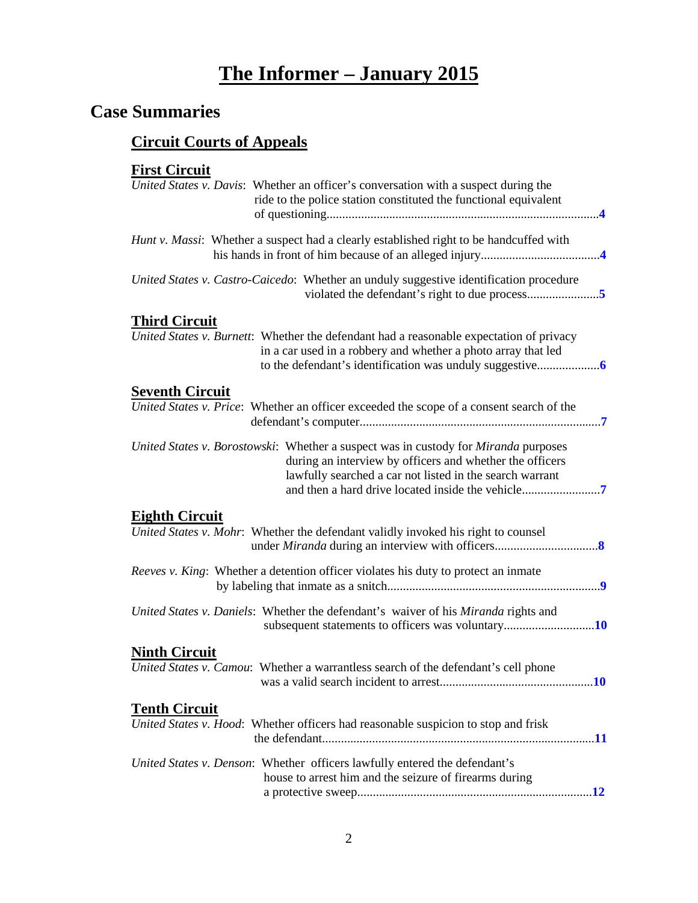# The Informer – January 2015

## Case Summaries

### Circuit Courts of Appeals

#### First Circuit

*United States v. Davis*: Whether an officer's conversation with a suspect during the ride to the police station constituted the functional equivalent of questioning....................................................................................4

*Hunt v. Massi*: Whether a suspect had a clearly established right to be handcuffed with his hands in front of him because of an alleged injury......................................4

*United States v. Castro-Caicedo*: Whether an unduly suggestive identification procedure violated the defendant's right to due process.......................5

#### Third Circuit

*United States v. Burnett*: Whether the defendant had a reasonable expectation of privacy in a car used in a robbery and whether a photo array that led to the defendant's identification was unduly suggestive....................6

#### Seventh Circuit

*United States v. Price*: Whether an officer exceeded the scope of a consent search of the defendant's computer............................................................................7

*United States v. Borostowski*: Whether a suspect was in custody for *Miranda* purposes during an interview by officers and whether the officers lawfully searched a car not listed in the search warrant and then a hard drive located inside the vehicle.........................7

#### Eighth Circuit

*United States v. Mohr*: Whether the defendant validly invoked his right to counsel under *Miranda* during an interview with officers.................................8

*Reeves v. King*: Whether a detention officer violates his duty to protect an inmate by labeling that inmate as a snitch....................................................................9

*United States v. Daniels*: Whether the defendant's waiver of his *Miranda* rights and subsequent statements to officers was voluntary.............................10

#### Ninth Circuit

*United States v. Camou*: Whether a warrantless search of the defendant's cell phone was a valid search incident to arrest................................................10

#### Tenth Circuit

*United States v. Hood*: Whether officers had reasonable suspicion to stop and frisk the defendant.......................................................................................11

*United States v. Denson*: Whether officers lawfully entered the defendant's house to arrest him and the seizure of firearms during a protective sweep..........................................................................12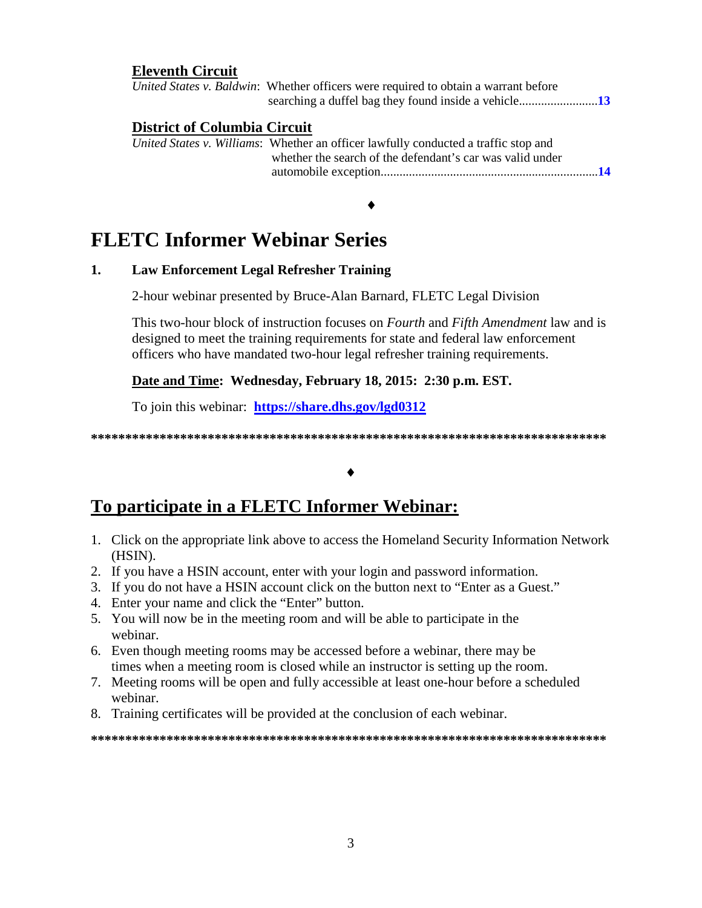**Eleventh Circuit**

*United States v. Baldwin*: Whether officers were required to obtain a warrant before searching a duffel bag they found inside a vehicle........................13

**District of Columbia Circuit**

*United States v. Williams*: Whether an officer lawfully conducted a traffic stop and whether the search of the defendant's car was valid under automobile exception....................................................................14

♦

# FLETC Informer Webinar Series

**1. Law Enforcement Legal Refresher Training**

2-hour webinar presented by Bruce-Alan Barnard, FLETC Legal Division

This two-hour block of instruction focuses on *Fourth* and *Fifth Amendment* law and is designed to meet the training requirements for state and federal law enforcement officers who have mandated two-hour legal refresher training requirements.

**Date and Time: Wednesday, February 18, 2015: 2:30 p.m. EST.**

To join this webinar: **https://share.dhs.gov/lgd0312**

**\*\*\*\*\*\*\*\*\*\*\*\*\*\*\*\*\*\*\*\*\*\*\*\*\*\*\*\*\*\*\*\*\*\*\*\*\*\*\*\*\*\*\*\*\*\*\*\*\*\*\*\*\*\*\*\*\*\*\*\*\*\*\*\*\*\*\*\*\*\*\*\*\*\*\*\*\***

♦

## To participate in a FLETC Informer Webinar:

1. Click on the appropriate link above to access the Homeland Security Information Network (HSIN).
2. If you have a HSIN account, enter with your login and password information.
3. If you do not have a HSIN account click on the button next to "Enter as a Guest."
4. Enter your name and click the "Enter" button.
5. You will now be in the meeting room and will be able to participate in the webinar.
6. Even though meeting rooms may be accessed before a webinar, there may be times when a meeting room is closed while an instructor is setting up the room.
7. Meeting rooms will be open and fully accessible at least one-hour before a scheduled webinar.
8. Training certificates will be provided at the conclusion of each webinar.

**\*\*\*\*\*\*\*\*\*\*\*\*\*\*\*\*\*\*\*\*\*\*\*\*\*\*\*\*\*\*\*\*\*\*\*\*\*\*\*\*\*\*\*\*\*\*\*\*\*\*\*\*\*\*\*\*\*\*\*\*\*\*\*\*\*\*\*\*\*\*\*\*\*\*\*\*\***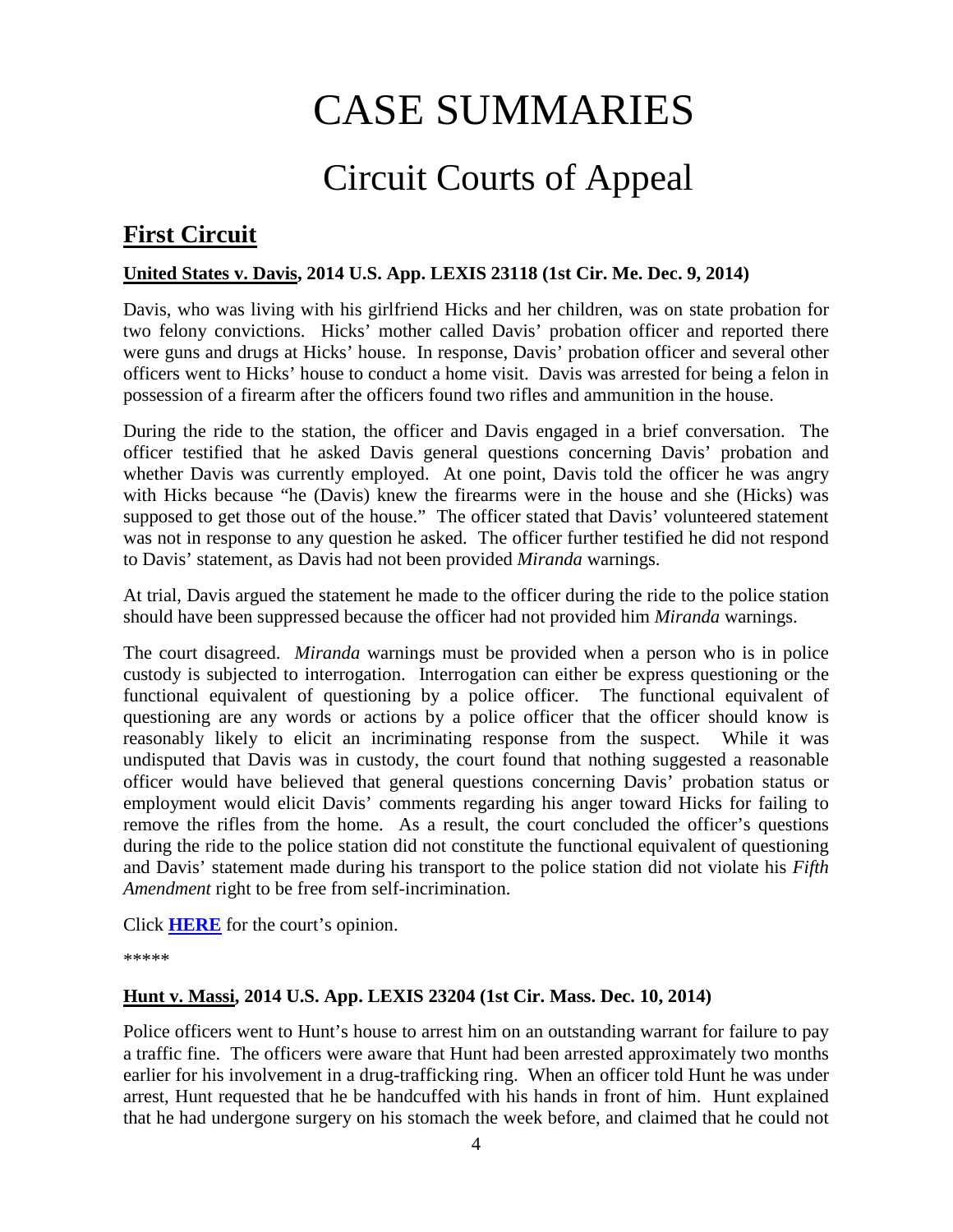# CASE SUMMARIES

## Circuit Courts of Appeal

## First Circuit

**United States v. Davis, 2014 U.S. App. LEXIS 23118 (1st Cir. Me. Dec. 9, 2014)**

Davis, who was living with his girlfriend Hicks and her children, was on state probation for two felony convictions. Hicks' mother called Davis' probation officer and reported there were guns and drugs at Hicks' house. In response, Davis' probation officer and several other officers went to Hicks' house to conduct a home visit. Davis was arrested for being a felon in possession of a firearm after the officers found two rifles and ammunition in the house.

During the ride to the station, the officer and Davis engaged in a brief conversation. The officer testified that he asked Davis general questions concerning Davis' probation and whether Davis was currently employed. At one point, Davis told the officer he was angry with Hicks because "he (Davis) knew the firearms were in the house and she (Hicks) was supposed to get those out of the house." The officer stated that Davis' volunteered statement was not in response to any question he asked. The officer further testified he did not respond to Davis' statement, as Davis had not been provided *Miranda* warnings.

At trial, Davis argued the statement he made to the officer during the ride to the police station should have been suppressed because the officer had not provided him *Miranda* warnings.

The court disagreed. *Miranda* warnings must be provided when a person who is in police custody is subjected to interrogation. Interrogation can either be express questioning or the functional equivalent of questioning by a police officer. The functional equivalent of questioning are any words or actions by a police officer that the officer should know is reasonably likely to elicit an incriminating response from the suspect. While it was undisputed that Davis was in custody, the court found that nothing suggested a reasonable officer would have believed that general questions concerning Davis' probation status or employment would elicit Davis' comments regarding his anger toward Hicks for failing to remove the rifles from the home. As a result, the court concluded the officer's questions during the ride to the police station did not constitute the functional equivalent of questioning and Davis' statement made during his transport to the police station did not violate his *Fifth Amendment* right to be free from self-incrimination.

Click **HERE** for the court's opinion.

*****

**Hunt v. Massi, 2014 U.S. App. LEXIS 23204 (1st Cir. Mass. Dec. 10, 2014)**

Police officers went to Hunt's house to arrest him on an outstanding warrant for failure to pay a traffic fine. The officers were aware that Hunt had been arrested approximately two months earlier for his involvement in a drug-trafficking ring. When an officer told Hunt he was under arrest, Hunt requested that he be handcuffed with his hands in front of him. Hunt explained that he had undergone surgery on his stomach the week before, and claimed that he could not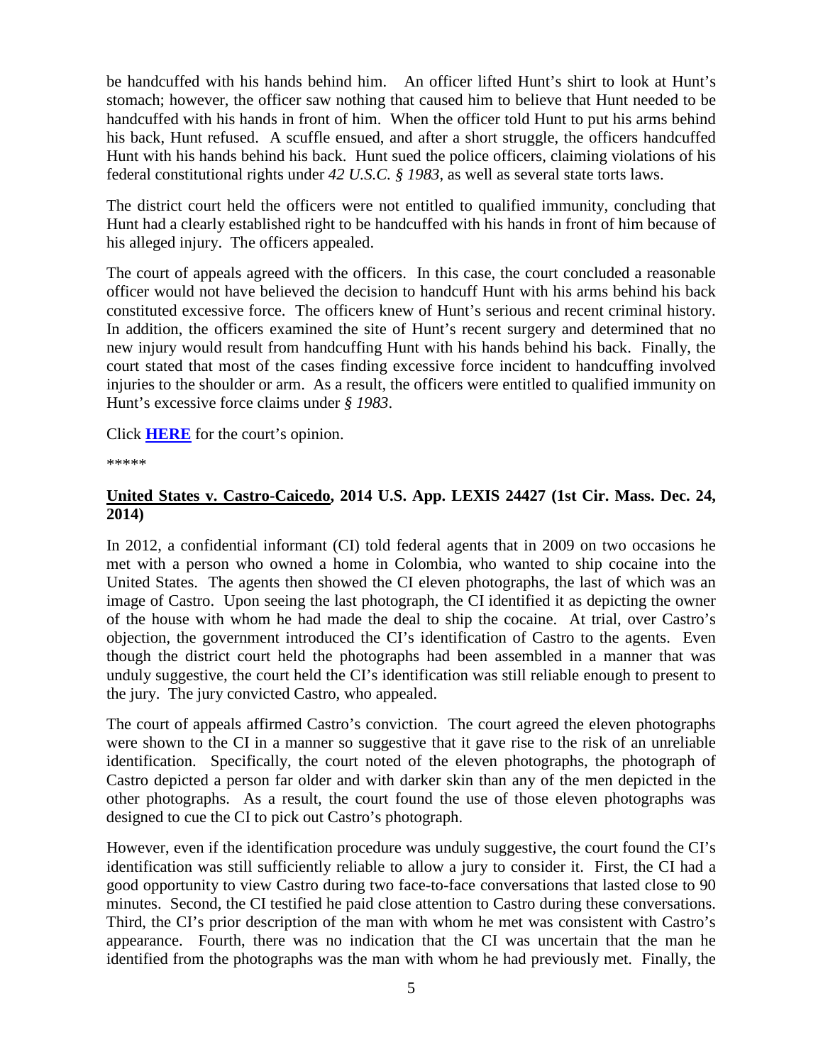be handcuffed with his hands behind him. An officer lifted Hunt's shirt to look at Hunt's stomach; however, the officer saw nothing that caused him to believe that Hunt needed to be handcuffed with his hands in front of him. When the officer told Hunt to put his arms behind his back, Hunt refused. A scuffle ensued, and after a short struggle, the officers handcuffed Hunt with his hands behind his back. Hunt sued the police officers, claiming violations of his federal constitutional rights under *42 U.S.C. § 1983*, as well as several state torts laws.

The district court held the officers were not entitled to qualified immunity, concluding that Hunt had a clearly established right to be handcuffed with his hands in front of him because of his alleged injury. The officers appealed.

The court of appeals agreed with the officers. In this case, the court concluded a reasonable officer would not have believed the decision to handcuff Hunt with his arms behind his back constituted excessive force. The officers knew of Hunt's serious and recent criminal history. In addition, the officers examined the site of Hunt's recent surgery and determined that no new injury would result from handcuffing Hunt with his hands behind his back. Finally, the court stated that most of the cases finding excessive force incident to handcuffing involved injuries to the shoulder or arm. As a result, the officers were entitled to qualified immunity on Hunt's excessive force claims under *§ 1983*.

Click **HERE** for the court's opinion.

*****

**United States v. Castro-Caicedo, 2014 U.S. App. LEXIS 24427 (1st Cir. Mass. Dec. 24, 2014)**

In 2012, a confidential informant (CI) told federal agents that in 2009 on two occasions he met with a person who owned a home in Colombia, who wanted to ship cocaine into the United States. The agents then showed the CI eleven photographs, the last of which was an image of Castro. Upon seeing the last photograph, the CI identified it as depicting the owner of the house with whom he had made the deal to ship the cocaine. At trial, over Castro's objection, the government introduced the CI's identification of Castro to the agents. Even though the district court held the photographs had been assembled in a manner that was unduly suggestive, the court held the CI's identification was still reliable enough to present to the jury. The jury convicted Castro, who appealed.

The court of appeals affirmed Castro's conviction. The court agreed the eleven photographs were shown to the CI in a manner so suggestive that it gave rise to the risk of an unreliable identification. Specifically, the court noted of the eleven photographs, the photograph of Castro depicted a person far older and with darker skin than any of the men depicted in the other photographs. As a result, the court found the use of those eleven photographs was designed to cue the CI to pick out Castro's photograph.

However, even if the identification procedure was unduly suggestive, the court found the CI's identification was still sufficiently reliable to allow a jury to consider it. First, the CI had a good opportunity to view Castro during two face-to-face conversations that lasted close to 90 minutes. Second, the CI testified he paid close attention to Castro during these conversations. Third, the CI's prior description of the man with whom he met was consistent with Castro's appearance. Fourth, there was no indication that the CI was uncertain that the man he identified from the photographs was the man with whom he had previously met. Finally, the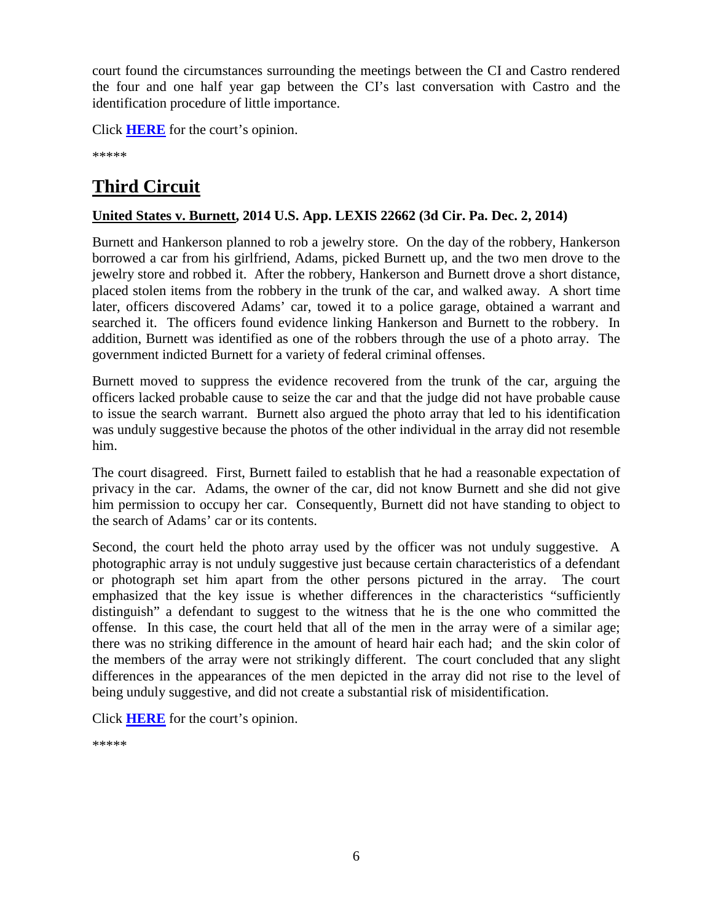court found the circumstances surrounding the meetings between the CI and Castro rendered the four and one half year gap between the CI's last conversation with Castro and the identification procedure of little importance.

Click **HERE** for the court's opinion.

*****

# Third Circuit

**United States v. Burnett, 2014 U.S. App. LEXIS 22662 (3d Cir. Pa. Dec. 2, 2014)**

Burnett and Hankerson planned to rob a jewelry store. On the day of the robbery, Hankerson borrowed a car from his girlfriend, Adams, picked Burnett up, and the two men drove to the jewelry store and robbed it. After the robbery, Hankerson and Burnett drove a short distance, placed stolen items from the robbery in the trunk of the car, and walked away. A short time later, officers discovered Adams' car, towed it to a police garage, obtained a warrant and searched it. The officers found evidence linking Hankerson and Burnett to the robbery. In addition, Burnett was identified as one of the robbers through the use of a photo array. The government indicted Burnett for a variety of federal criminal offenses.

Burnett moved to suppress the evidence recovered from the trunk of the car, arguing the officers lacked probable cause to seize the car and that the judge did not have probable cause to issue the search warrant. Burnett also argued the photo array that led to his identification was unduly suggestive because the photos of the other individual in the array did not resemble him.

The court disagreed. First, Burnett failed to establish that he had a reasonable expectation of privacy in the car. Adams, the owner of the car, did not know Burnett and she did not give him permission to occupy her car. Consequently, Burnett did not have standing to object to the search of Adams' car or its contents.

Second, the court held the photo array used by the officer was not unduly suggestive. A photographic array is not unduly suggestive just because certain characteristics of a defendant or photograph set him apart from the other persons pictured in the array. The court emphasized that the key issue is whether differences in the characteristics "sufficiently distinguish" a defendant to suggest to the witness that he is the one who committed the offense. In this case, the court held that all of the men in the array were of a similar age; there was no striking difference in the amount of heard hair each had; and the skin color of the members of the array were not strikingly different. The court concluded that any slight differences in the appearances of the men depicted in the array did not rise to the level of being unduly suggestive, and did not create a substantial risk of misidentification.

Click **HERE** for the court's opinion.

*****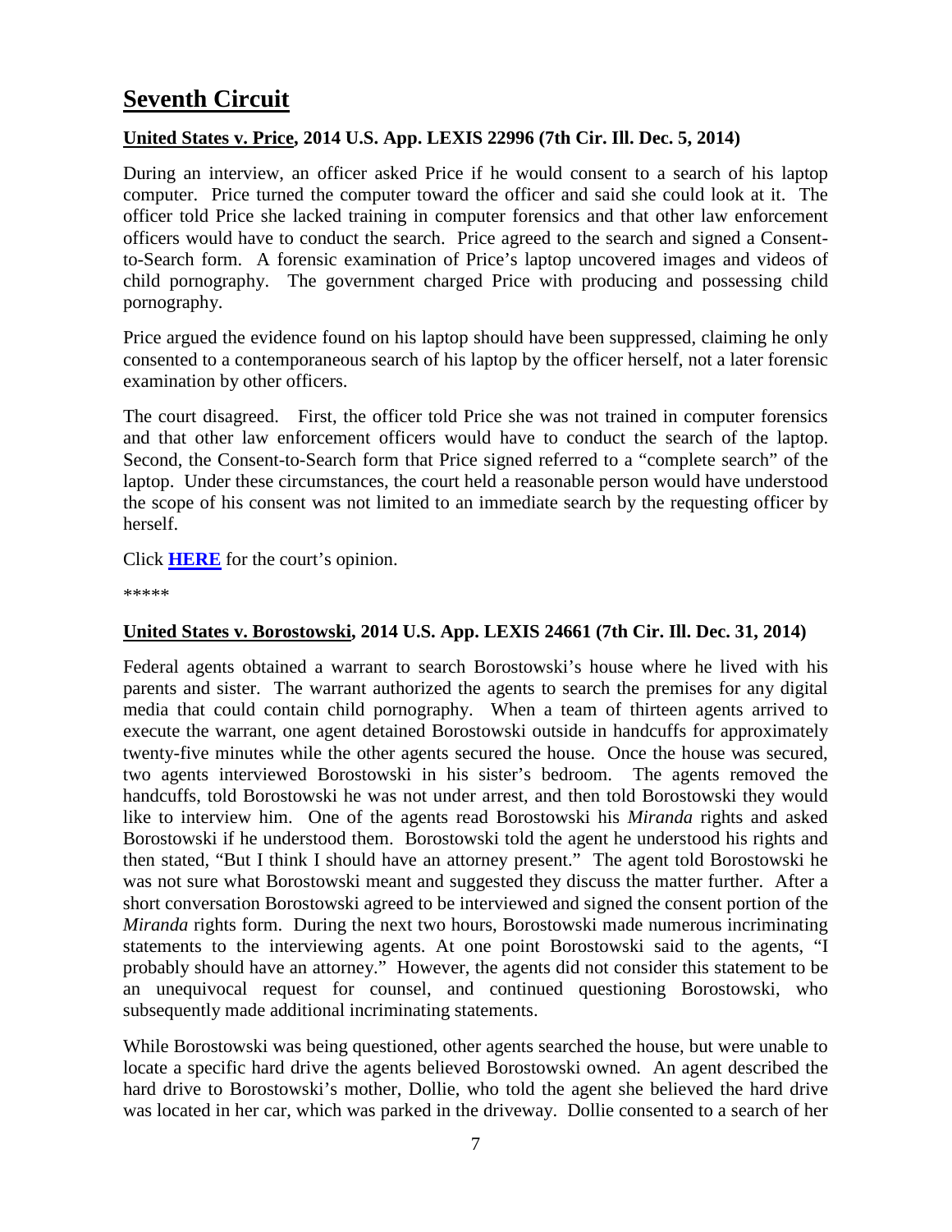# Seventh Circuit

## United States v. Price, 2014 U.S. App. LEXIS 22996 (7th Cir. Ill. Dec. 5, 2014)

During an interview, an officer asked Price if he would consent to a search of his laptop computer. Price turned the computer toward the officer and said she could look at it. The officer told Price she lacked training in computer forensics and that other law enforcement officers would have to conduct the search. Price agreed to the search and signed a Consent-to-Search form. A forensic examination of Price's laptop uncovered images and videos of child pornography. The government charged Price with producing and possessing child pornography.

Price argued the evidence found on his laptop should have been suppressed, claiming he only consented to a contemporaneous search of his laptop by the officer herself, not a later forensic examination by other officers.

The court disagreed. First, the officer told Price she was not trained in computer forensics and that other law enforcement officers would have to conduct the search of the laptop. Second, the Consent-to-Search form that Price signed referred to a "complete search" of the laptop. Under these circumstances, the court held a reasonable person would have understood the scope of his consent was not limited to an immediate search by the requesting officer by herself.

Click **HERE** for the court's opinion.

*****

## United States v. Borostowski, 2014 U.S. App. LEXIS 24661 (7th Cir. Ill. Dec. 31, 2014)

Federal agents obtained a warrant to search Borostowski's house where he lived with his parents and sister. The warrant authorized the agents to search the premises for any digital media that could contain child pornography. When a team of thirteen agents arrived to execute the warrant, one agent detained Borostowski outside in handcuffs for approximately twenty-five minutes while the other agents secured the house. Once the house was secured, two agents interviewed Borostowski in his sister's bedroom. The agents removed the handcuffs, told Borostowski he was not under arrest, and then told Borostowski they would like to interview him. One of the agents read Borostowski his *Miranda* rights and asked Borostowski if he understood them. Borostowski told the agent he understood his rights and then stated, "But I think I should have an attorney present." The agent told Borostowski he was not sure what Borostowski meant and suggested they discuss the matter further. After a short conversation Borostowski agreed to be interviewed and signed the consent portion of the *Miranda* rights form. During the next two hours, Borostowski made numerous incriminating statements to the interviewing agents. At one point Borostowski said to the agents, "I probably should have an attorney." However, the agents did not consider this statement to be an unequivocal request for counsel, and continued questioning Borostowski, who subsequently made additional incriminating statements.

While Borostowski was being questioned, other agents searched the house, but were unable to locate a specific hard drive the agents believed Borostowski owned. An agent described the hard drive to Borostowski's mother, Dollie, who told the agent she believed the hard drive was located in her car, which was parked in the driveway. Dollie consented to a search of her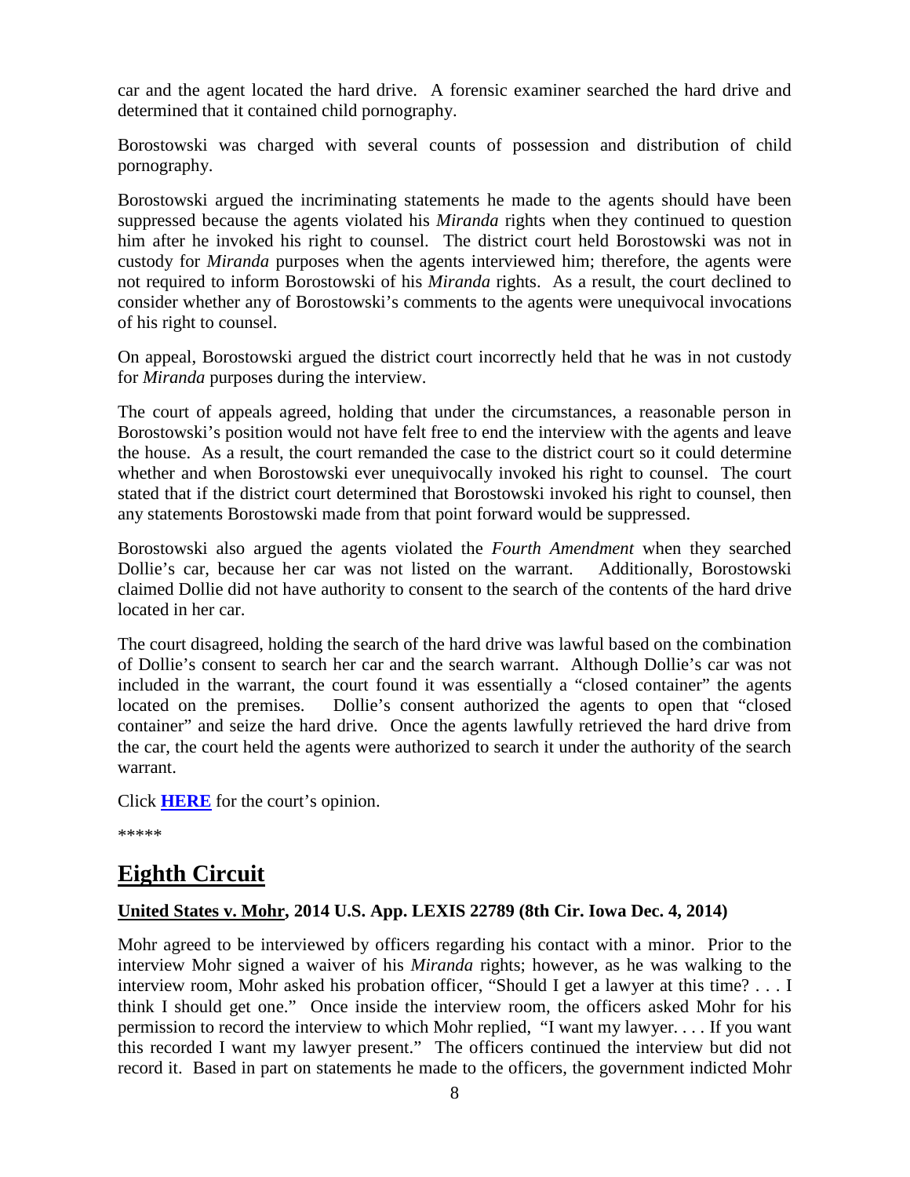car and the agent located the hard drive. A forensic examiner searched the hard drive and determined that it contained child pornography.

Borostowski was charged with several counts of possession and distribution of child pornography.

Borostowski argued the incriminating statements he made to the agents should have been suppressed because the agents violated his *Miranda* rights when they continued to question him after he invoked his right to counsel. The district court held Borostowski was not in custody for *Miranda* purposes when the agents interviewed him; therefore, the agents were not required to inform Borostowski of his *Miranda* rights. As a result, the court declined to consider whether any of Borostowski's comments to the agents were unequivocal invocations of his right to counsel.

On appeal, Borostowski argued the district court incorrectly held that he was in not custody for *Miranda* purposes during the interview.

The court of appeals agreed, holding that under the circumstances, a reasonable person in Borostowski's position would not have felt free to end the interview with the agents and leave the house. As a result, the court remanded the case to the district court so it could determine whether and when Borostowski ever unequivocally invoked his right to counsel. The court stated that if the district court determined that Borostowski invoked his right to counsel, then any statements Borostowski made from that point forward would be suppressed.

Borostowski also argued the agents violated the *Fourth Amendment* when they searched Dollie's car, because her car was not listed on the warrant. Additionally, Borostowski claimed Dollie did not have authority to consent to the search of the contents of the hard drive located in her car.

The court disagreed, holding the search of the hard drive was lawful based on the combination of Dollie's consent to search her car and the search warrant. Although Dollie's car was not included in the warrant, the court found it was essentially a "closed container" the agents located on the premises. Dollie's consent authorized the agents to open that "closed container" and seize the hard drive. Once the agents lawfully retrieved the hard drive from the car, the court held the agents were authorized to search it under the authority of the search warrant.

Click **HERE** for the court's opinion.

*****

# Eighth Circuit

**United States v. Mohr, 2014 U.S. App. LEXIS 22789 (8th Cir. Iowa Dec. 4, 2014)**

Mohr agreed to be interviewed by officers regarding his contact with a minor. Prior to the interview Mohr signed a waiver of his *Miranda* rights; however, as he was walking to the interview room, Mohr asked his probation officer, "Should I get a lawyer at this time? . . . I think I should get one." Once inside the interview room, the officers asked Mohr for his permission to record the interview to which Mohr replied, "I want my lawyer. . . . If you want this recorded I want my lawyer present." The officers continued the interview but did not record it. Based in part on statements he made to the officers, the government indicted Mohr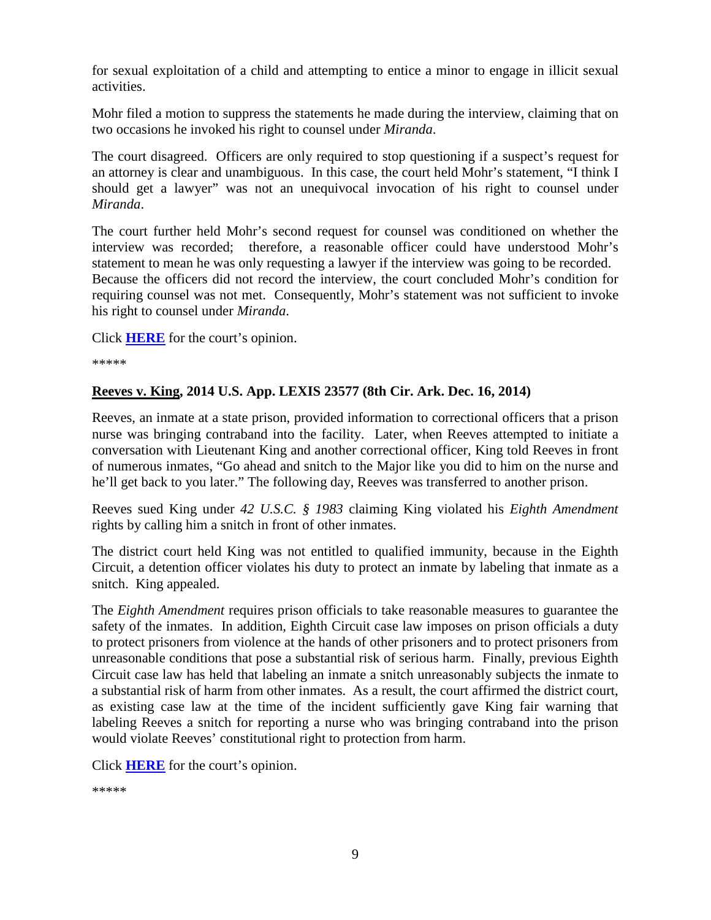for sexual exploitation of a child and attempting to entice a minor to engage in illicit sexual activities.

Mohr filed a motion to suppress the statements he made during the interview, claiming that on two occasions he invoked his right to counsel under *Miranda*.

The court disagreed. Officers are only required to stop questioning if a suspect's request for an attorney is clear and unambiguous. In this case, the court held Mohr's statement, "I think I should get a lawyer" was not an unequivocal invocation of his right to counsel under *Miranda*.

The court further held Mohr's second request for counsel was conditioned on whether the interview was recorded; therefore, a reasonable officer could have understood Mohr's statement to mean he was only requesting a lawyer if the interview was going to be recorded. Because the officers did not record the interview, the court concluded Mohr's condition for requiring counsel was not met. Consequently, Mohr's statement was not sufficient to invoke his right to counsel under *Miranda*.

Click **HERE** for the court's opinion.

*****

**Reeves v. King, 2014 U.S. App. LEXIS 23577 (8th Cir. Ark. Dec. 16, 2014)**

Reeves, an inmate at a state prison, provided information to correctional officers that a prison nurse was bringing contraband into the facility. Later, when Reeves attempted to initiate a conversation with Lieutenant King and another correctional officer, King told Reeves in front of numerous inmates, "Go ahead and snitch to the Major like you did to him on the nurse and he'll get back to you later." The following day, Reeves was transferred to another prison.

Reeves sued King under *42 U.S.C. § 1983* claiming King violated his *Eighth Amendment* rights by calling him a snitch in front of other inmates.

The district court held King was not entitled to qualified immunity, because in the Eighth Circuit, a detention officer violates his duty to protect an inmate by labeling that inmate as a snitch. King appealed.

The *Eighth Amendment* requires prison officials to take reasonable measures to guarantee the safety of the inmates. In addition, Eighth Circuit case law imposes on prison officials a duty to protect prisoners from violence at the hands of other prisoners and to protect prisoners from unreasonable conditions that pose a substantial risk of serious harm. Finally, previous Eighth Circuit case law has held that labeling an inmate a snitch unreasonably subjects the inmate to a substantial risk of harm from other inmates. As a result, the court affirmed the district court, as existing case law at the time of the incident sufficiently gave King fair warning that labeling Reeves a snitch for reporting a nurse who was bringing contraband into the prison would violate Reeves' constitutional right to protection from harm.

Click **HERE** for the court's opinion.

*****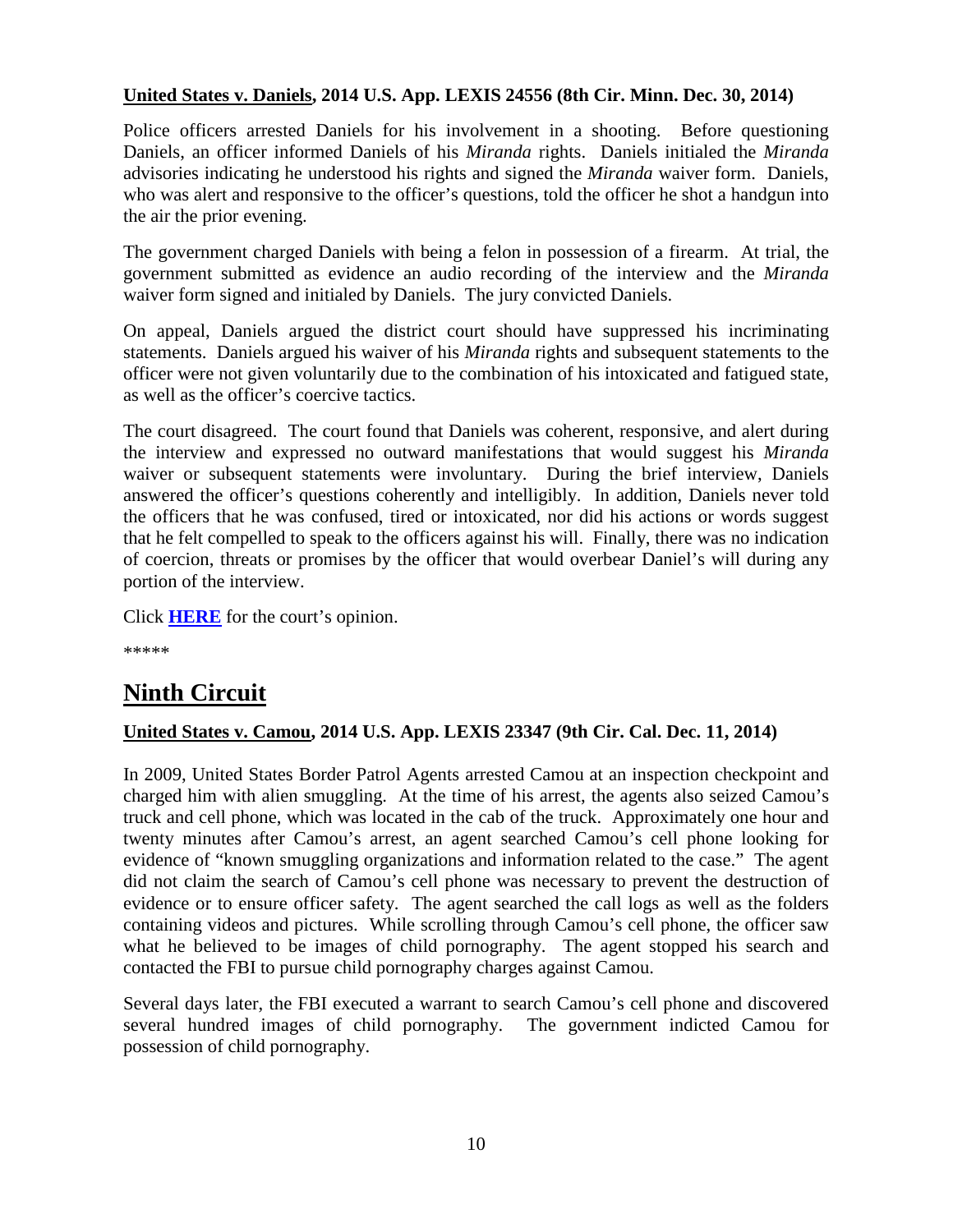**United States v. Daniels, 2014 U.S. App. LEXIS 24556 (8th Cir. Minn. Dec. 30, 2014)**

Police officers arrested Daniels for his involvement in a shooting. Before questioning Daniels, an officer informed Daniels of his *Miranda* rights. Daniels initialed the *Miranda* advisories indicating he understood his rights and signed the *Miranda* waiver form. Daniels, who was alert and responsive to the officer's questions, told the officer he shot a handgun into the air the prior evening.

The government charged Daniels with being a felon in possession of a firearm. At trial, the government submitted as evidence an audio recording of the interview and the *Miranda* waiver form signed and initialed by Daniels. The jury convicted Daniels.

On appeal, Daniels argued the district court should have suppressed his incriminating statements. Daniels argued his waiver of his *Miranda* rights and subsequent statements to the officer were not given voluntarily due to the combination of his intoxicated and fatigued state, as well as the officer's coercive tactics.

The court disagreed. The court found that Daniels was coherent, responsive, and alert during the interview and expressed no outward manifestations that would suggest his *Miranda* waiver or subsequent statements were involuntary. During the brief interview, Daniels answered the officer's questions coherently and intelligibly. In addition, Daniels never told the officers that he was confused, tired or intoxicated, nor did his actions or words suggest that he felt compelled to speak to the officers against his will. Finally, there was no indication of coercion, threats or promises by the officer that would overbear Daniel's will during any portion of the interview.

Click **HERE** for the court's opinion.

*****

# Ninth Circuit

**United States v. Camou, 2014 U.S. App. LEXIS 23347 (9th Cir. Cal. Dec. 11, 2014)**

In 2009, United States Border Patrol Agents arrested Camou at an inspection checkpoint and charged him with alien smuggling. At the time of his arrest, the agents also seized Camou's truck and cell phone, which was located in the cab of the truck. Approximately one hour and twenty minutes after Camou's arrest, an agent searched Camou's cell phone looking for evidence of "known smuggling organizations and information related to the case." The agent did not claim the search of Camou's cell phone was necessary to prevent the destruction of evidence or to ensure officer safety. The agent searched the call logs as well as the folders containing videos and pictures. While scrolling through Camou's cell phone, the officer saw what he believed to be images of child pornography. The agent stopped his search and contacted the FBI to pursue child pornography charges against Camou.

Several days later, the FBI executed a warrant to search Camou's cell phone and discovered several hundred images of child pornography. The government indicted Camou for possession of child pornography.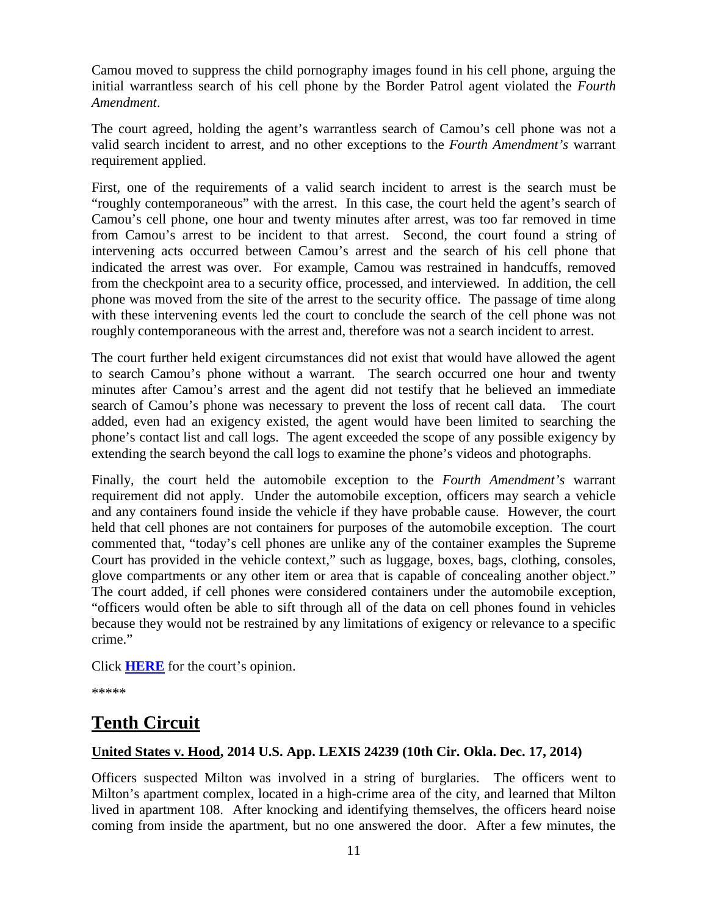Camou moved to suppress the child pornography images found in his cell phone, arguing the initial warrantless search of his cell phone by the Border Patrol agent violated the *Fourth Amendment*.

The court agreed, holding the agent's warrantless search of Camou's cell phone was not a valid search incident to arrest, and no other exceptions to the *Fourth Amendment's* warrant requirement applied.

First, one of the requirements of a valid search incident to arrest is the search must be "roughly contemporaneous" with the arrest. In this case, the court held the agent's search of Camou's cell phone, one hour and twenty minutes after arrest, was too far removed in time from Camou's arrest to be incident to that arrest. Second, the court found a string of intervening acts occurred between Camou's arrest and the search of his cell phone that indicated the arrest was over. For example, Camou was restrained in handcuffs, removed from the checkpoint area to a security office, processed, and interviewed. In addition, the cell phone was moved from the site of the arrest to the security office. The passage of time along with these intervening events led the court to conclude the search of the cell phone was not roughly contemporaneous with the arrest and, therefore was not a search incident to arrest.

The court further held exigent circumstances did not exist that would have allowed the agent to search Camou's phone without a warrant. The search occurred one hour and twenty minutes after Camou's arrest and the agent did not testify that he believed an immediate search of Camou's phone was necessary to prevent the loss of recent call data. The court added, even had an exigency existed, the agent would have been limited to searching the phone's contact list and call logs. The agent exceeded the scope of any possible exigency by extending the search beyond the call logs to examine the phone's videos and photographs.

Finally, the court held the automobile exception to the *Fourth Amendment's* warrant requirement did not apply. Under the automobile exception, officers may search a vehicle and any containers found inside the vehicle if they have probable cause. However, the court held that cell phones are not containers for purposes of the automobile exception. The court commented that, "today's cell phones are unlike any of the container examples the Supreme Court has provided in the vehicle context," such as luggage, boxes, bags, clothing, consoles, glove compartments or any other item or area that is capable of concealing another object." The court added, if cell phones were considered containers under the automobile exception, "officers would often be able to sift through all of the data on cell phones found in vehicles because they would not be restrained by any limitations of exigency or relevance to a specific crime."

Click **HERE** for the court's opinion.

*****

# Tenth Circuit

### United States v. Hood, 2014 U.S. App. LEXIS 24239 (10th Cir. Okla. Dec. 17, 2014)

Officers suspected Milton was involved in a string of burglaries. The officers went to Milton's apartment complex, located in a high-crime area of the city, and learned that Milton lived in apartment 108. After knocking and identifying themselves, the officers heard noise coming from inside the apartment, but no one answered the door. After a few minutes, the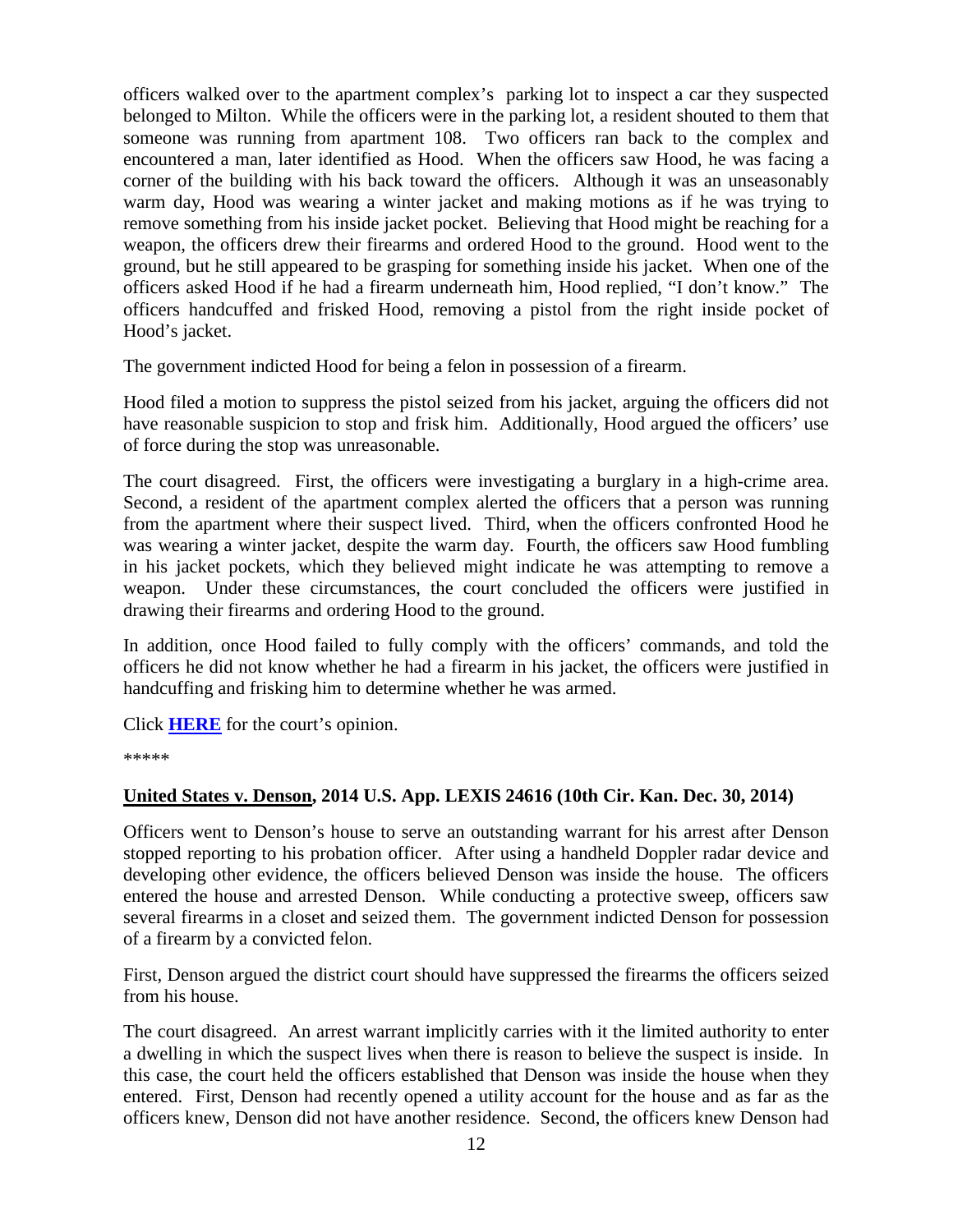officers walked over to the apartment complex's parking lot to inspect a car they suspected belonged to Milton. While the officers were in the parking lot, a resident shouted to them that someone was running from apartment 108. Two officers ran back to the complex and encountered a man, later identified as Hood. When the officers saw Hood, he was facing a corner of the building with his back toward the officers. Although it was an unseasonably warm day, Hood was wearing a winter jacket and making motions as if he was trying to remove something from his inside jacket pocket. Believing that Hood might be reaching for a weapon, the officers drew their firearms and ordered Hood to the ground. Hood went to the ground, but he still appeared to be grasping for something inside his jacket. When one of the officers asked Hood if he had a firearm underneath him, Hood replied, "I don't know." The officers handcuffed and frisked Hood, removing a pistol from the right inside pocket of Hood's jacket.

The government indicted Hood for being a felon in possession of a firearm.

Hood filed a motion to suppress the pistol seized from his jacket, arguing the officers did not have reasonable suspicion to stop and frisk him. Additionally, Hood argued the officers' use of force during the stop was unreasonable.

The court disagreed. First, the officers were investigating a burglary in a high-crime area. Second, a resident of the apartment complex alerted the officers that a person was running from the apartment where their suspect lived. Third, when the officers confronted Hood he was wearing a winter jacket, despite the warm day. Fourth, the officers saw Hood fumbling in his jacket pockets, which they believed might indicate he was attempting to remove a weapon. Under these circumstances, the court concluded the officers were justified in drawing their firearms and ordering Hood to the ground.

In addition, once Hood failed to fully comply with the officers' commands, and told the officers he did not know whether he had a firearm in his jacket, the officers were justified in handcuffing and frisking him to determine whether he was armed.

Click **HERE** for the court's opinion.

*****

**United States v. Denson, 2014 U.S. App. LEXIS 24616 (10th Cir. Kan. Dec. 30, 2014)**

Officers went to Denson's house to serve an outstanding warrant for his arrest after Denson stopped reporting to his probation officer. After using a handheld Doppler radar device and developing other evidence, the officers believed Denson was inside the house. The officers entered the house and arrested Denson. While conducting a protective sweep, officers saw several firearms in a closet and seized them. The government indicted Denson for possession of a firearm by a convicted felon.

First, Denson argued the district court should have suppressed the firearms the officers seized from his house.

The court disagreed. An arrest warrant implicitly carries with it the limited authority to enter a dwelling in which the suspect lives when there is reason to believe the suspect is inside. In this case, the court held the officers established that Denson was inside the house when they entered. First, Denson had recently opened a utility account for the house and as far as the officers knew, Denson did not have another residence. Second, the officers knew Denson had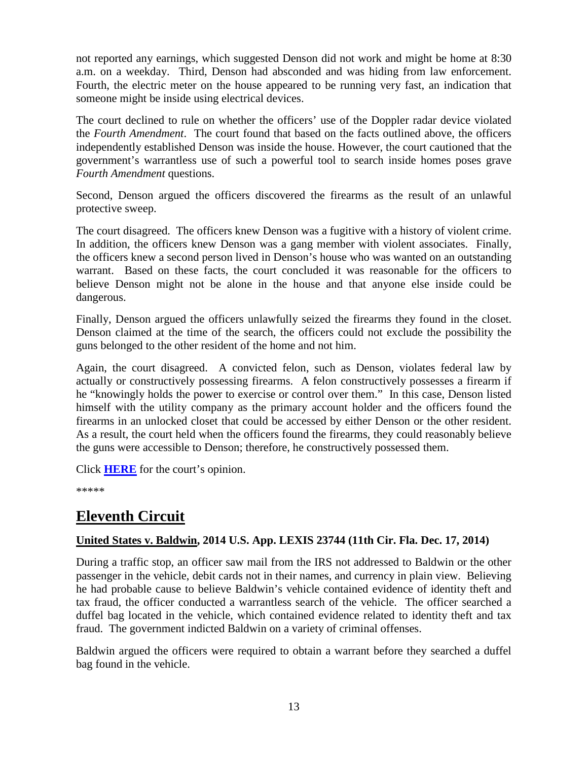not reported any earnings, which suggested Denson did not work and might be home at 8:30 a.m. on a weekday. Third, Denson had absconded and was hiding from law enforcement. Fourth, the electric meter on the house appeared to be running very fast, an indication that someone might be inside using electrical devices.

The court declined to rule on whether the officers' use of the Doppler radar device violated the *Fourth Amendment*. The court found that based on the facts outlined above, the officers independently established Denson was inside the house. However, the court cautioned that the government's warrantless use of such a powerful tool to search inside homes poses grave *Fourth Amendment* questions.

Second, Denson argued the officers discovered the firearms as the result of an unlawful protective sweep.

The court disagreed. The officers knew Denson was a fugitive with a history of violent crime. In addition, the officers knew Denson was a gang member with violent associates. Finally, the officers knew a second person lived in Denson's house who was wanted on an outstanding warrant. Based on these facts, the court concluded it was reasonable for the officers to believe Denson might not be alone in the house and that anyone else inside could be dangerous.

Finally, Denson argued the officers unlawfully seized the firearms they found in the closet. Denson claimed at the time of the search, the officers could not exclude the possibility the guns belonged to the other resident of the home and not him.

Again, the court disagreed. A convicted felon, such as Denson, violates federal law by actually or constructively possessing firearms. A felon constructively possesses a firearm if he "knowingly holds the power to exercise or control over them." In this case, Denson listed himself with the utility company as the primary account holder and the officers found the firearms in an unlocked closet that could be accessed by either Denson or the other resident. As a result, the court held when the officers found the firearms, they could reasonably believe the guns were accessible to Denson; therefore, he constructively possessed them.

Click **HERE** for the court's opinion.

*****

## Eleventh Circuit

### United States v. Baldwin, 2014 U.S. App. LEXIS 23744 (11th Cir. Fla. Dec. 17, 2014)

During a traffic stop, an officer saw mail from the IRS not addressed to Baldwin or the other passenger in the vehicle, debit cards not in their names, and currency in plain view. Believing he had probable cause to believe Baldwin's vehicle contained evidence of identity theft and tax fraud, the officer conducted a warrantless search of the vehicle. The officer searched a duffel bag located in the vehicle, which contained evidence related to identity theft and tax fraud. The government indicted Baldwin on a variety of criminal offenses.

Baldwin argued the officers were required to obtain a warrant before they searched a duffel bag found in the vehicle.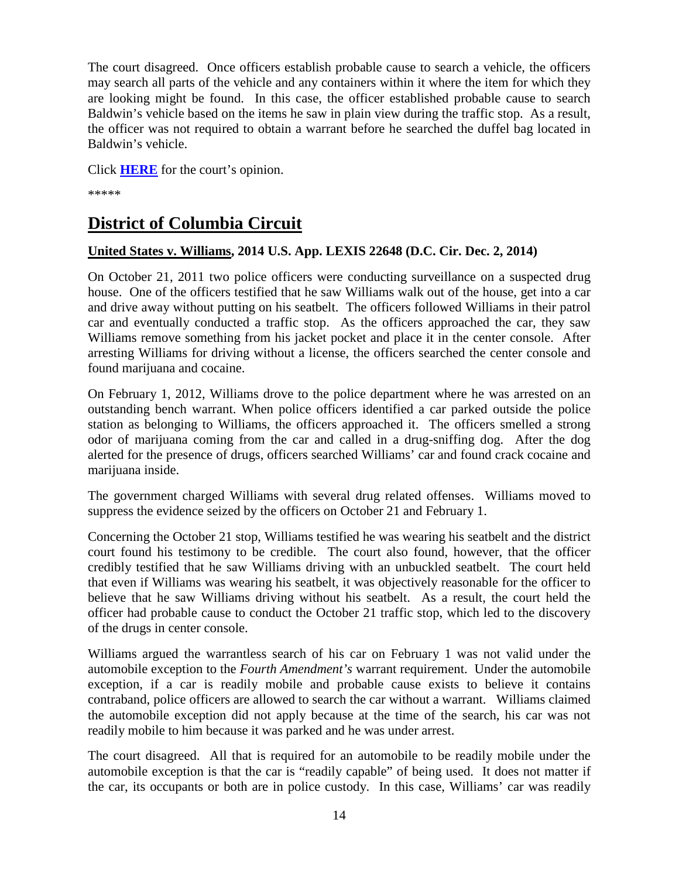The court disagreed. Once officers establish probable cause to search a vehicle, the officers may search all parts of the vehicle and any containers within it where the item for which they are looking might be found. In this case, the officer established probable cause to search Baldwin's vehicle based on the items he saw in plain view during the traffic stop. As a result, the officer was not required to obtain a warrant before he searched the duffel bag located in Baldwin's vehicle.

Click **HERE** for the court's opinion.

*****

# District of Columbia Circuit

**United States v. Williams, 2014 U.S. App. LEXIS 22648 (D.C. Cir. Dec. 2, 2014)**

On October 21, 2011 two police officers were conducting surveillance on a suspected drug house. One of the officers testified that he saw Williams walk out of the house, get into a car and drive away without putting on his seatbelt. The officers followed Williams in their patrol car and eventually conducted a traffic stop. As the officers approached the car, they saw Williams remove something from his jacket pocket and place it in the center console. After arresting Williams for driving without a license, the officers searched the center console and found marijuana and cocaine.

On February 1, 2012, Williams drove to the police department where he was arrested on an outstanding bench warrant. When police officers identified a car parked outside the police station as belonging to Williams, the officers approached it. The officers smelled a strong odor of marijuana coming from the car and called in a drug-sniffing dog. After the dog alerted for the presence of drugs, officers searched Williams' car and found crack cocaine and marijuana inside.

The government charged Williams with several drug related offenses. Williams moved to suppress the evidence seized by the officers on October 21 and February 1.

Concerning the October 21 stop, Williams testified he was wearing his seatbelt and the district court found his testimony to be credible. The court also found, however, that the officer credibly testified that he saw Williams driving with an unbuckled seatbelt. The court held that even if Williams was wearing his seatbelt, it was objectively reasonable for the officer to believe that he saw Williams driving without his seatbelt. As a result, the court held the officer had probable cause to conduct the October 21 traffic stop, which led to the discovery of the drugs in center console.

Williams argued the warrantless search of his car on February 1 was not valid under the automobile exception to the *Fourth Amendment's* warrant requirement. Under the automobile exception, if a car is readily mobile and probable cause exists to believe it contains contraband, police officers are allowed to search the car without a warrant. Williams claimed the automobile exception did not apply because at the time of the search, his car was not readily mobile to him because it was parked and he was under arrest.

The court disagreed. All that is required for an automobile to be readily mobile under the automobile exception is that the car is "readily capable" of being used. It does not matter if the car, its occupants or both are in police custody. In this case, Williams' car was readily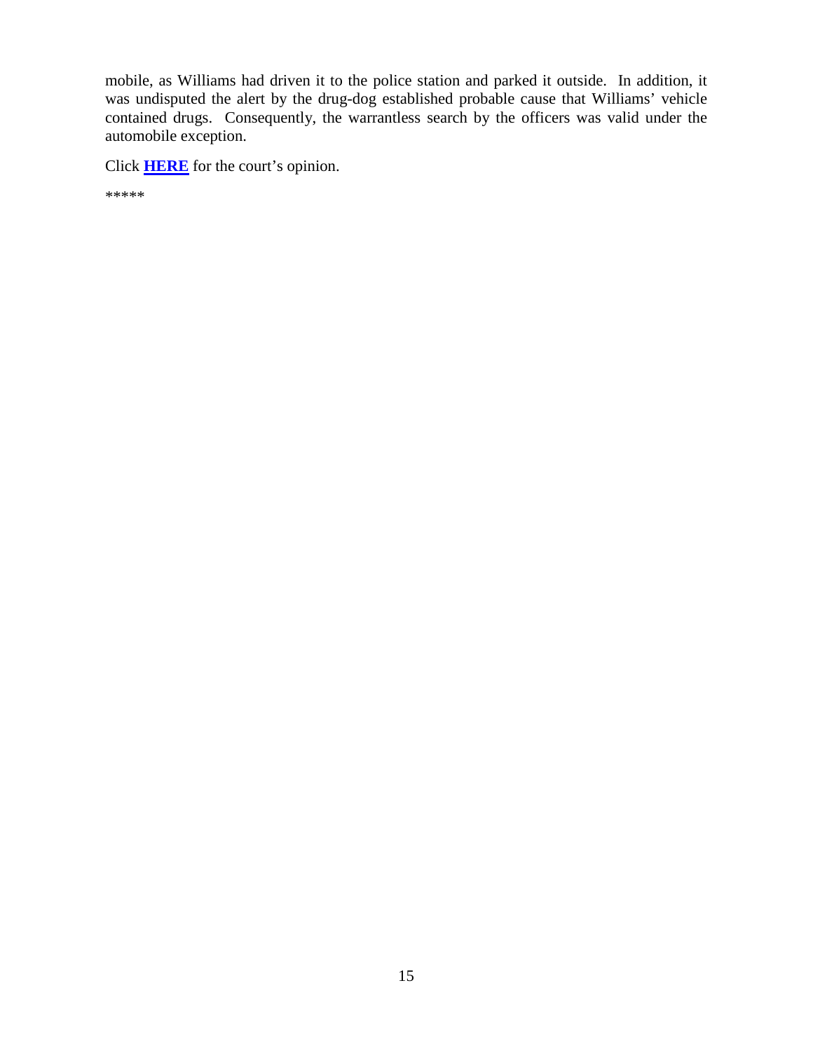mobile, as Williams had driven it to the police station and parked it outside. In addition, it was undisputed the alert by the drug-dog established probable cause that Williams' vehicle contained drugs. Consequently, the warrantless search by the officers was valid under the automobile exception.

Click **HERE** for the court's opinion.

*****